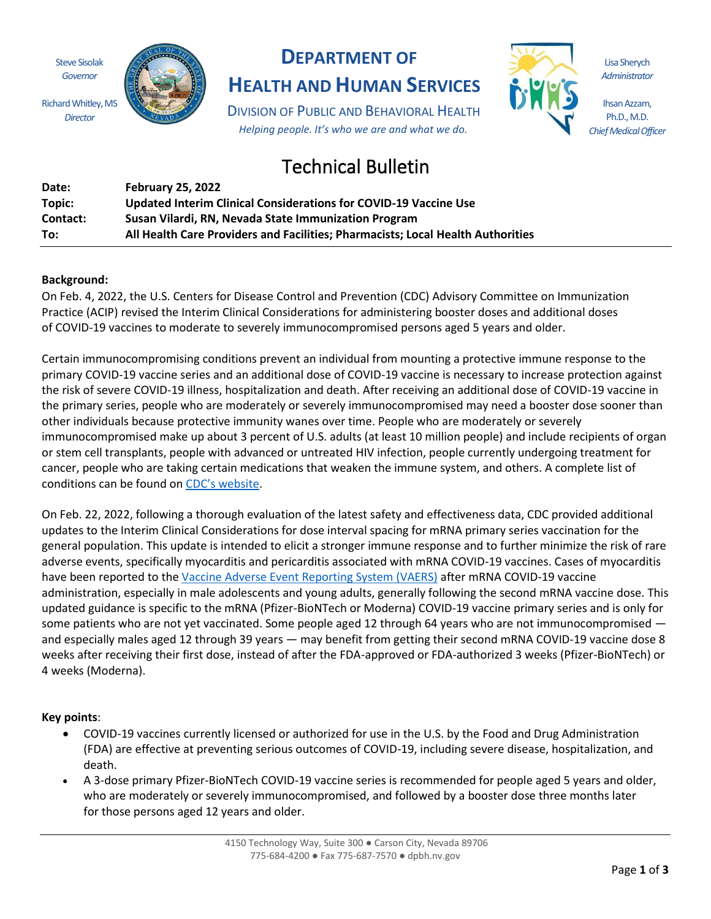Steve Sisolak
*Governor*

Richard Whitley, MS
*Director*

# DEPARTMENT OF HEALTH AND HUMAN SERVICES

DIVISION OF PUBLIC AND BEHAVIORAL HEALTH

*Helping people. It's who we are and what we do.*

Lisa Sherych
*Administrator*

Ihsan Azzam, Ph.D., M.D.
*Chief Medical Officer*

## Technical Bulletin

| | |
|---|---|
| **Date:** | **February 25, 2022** |
| **Topic:** | **Updated Interim Clinical Considerations for COVID-19 Vaccine Use** |
| **Contact:** | **Susan Vilardi, RN, Nevada State Immunization Program** |
| **To:** | **All Health Care Providers and Facilities; Pharmacists; Local Health Authorities** |

**Background:**

On Feb. 4, 2022, the U.S. Centers for Disease Control and Prevention (CDC) Advisory Committee on Immunization Practice (ACIP) revised the Interim Clinical Considerations for administering booster doses and additional doses of COVID-19 vaccines to moderate to severely immunocompromised persons aged 5 years and older.

Certain immunocompromising conditions prevent an individual from mounting a protective immune response to the primary COVID-19 vaccine series and an additional dose of COVID-19 vaccine is necessary to increase protection against the risk of severe COVID-19 illness, hospitalization and death. After receiving an additional dose of COVID-19 vaccine in the primary series, people who are moderately or severely immunocompromised may need a booster dose sooner than other individuals because protective immunity wanes over time. People who are moderately or severely immunocompromised make up about 3 percent of U.S. adults (at least 10 million people) and include recipients of organ or stem cell transplants, people with advanced or untreated HIV infection, people currently undergoing treatment for cancer, people who are taking certain medications that weaken the immune system, and others. A complete list of conditions can be found on CDC's website.

On Feb. 22, 2022, following a thorough evaluation of the latest safety and effectiveness data, CDC provided additional updates to the Interim Clinical Considerations for dose interval spacing for mRNA primary series vaccination for the general population. This update is intended to elicit a stronger immune response and to further minimize the risk of rare adverse events, specifically myocarditis and pericarditis associated with mRNA COVID-19 vaccines. Cases of myocarditis have been reported to the Vaccine Adverse Event Reporting System (VAERS) after mRNA COVID-19 vaccine administration, especially in male adolescents and young adults, generally following the second mRNA vaccine dose. This updated guidance is specific to the mRNA (Pfizer-BioNTech or Moderna) COVID-19 vaccine primary series and is only for some patients who are not yet vaccinated. Some people aged 12 through 64 years who are not immunocompromised — and especially males aged 12 through 39 years — may benefit from getting their second mRNA COVID-19 vaccine dose 8 weeks after receiving their first dose, instead of after the FDA-approved or FDA-authorized 3 weeks (Pfizer-BioNTech) or 4 weeks (Moderna).

**Key points**:

- COVID-19 vaccines currently licensed or authorized for use in the U.S. by the Food and Drug Administration (FDA) are effective at preventing serious outcomes of COVID-19, including severe disease, hospitalization, and death.
- A 3-dose primary Pfizer-BioNTech COVID-19 vaccine series is recommended for people aged 5 years and older, who are moderately or severely immunocompromised, and followed by a booster dose three months later for those persons aged 12 years and older.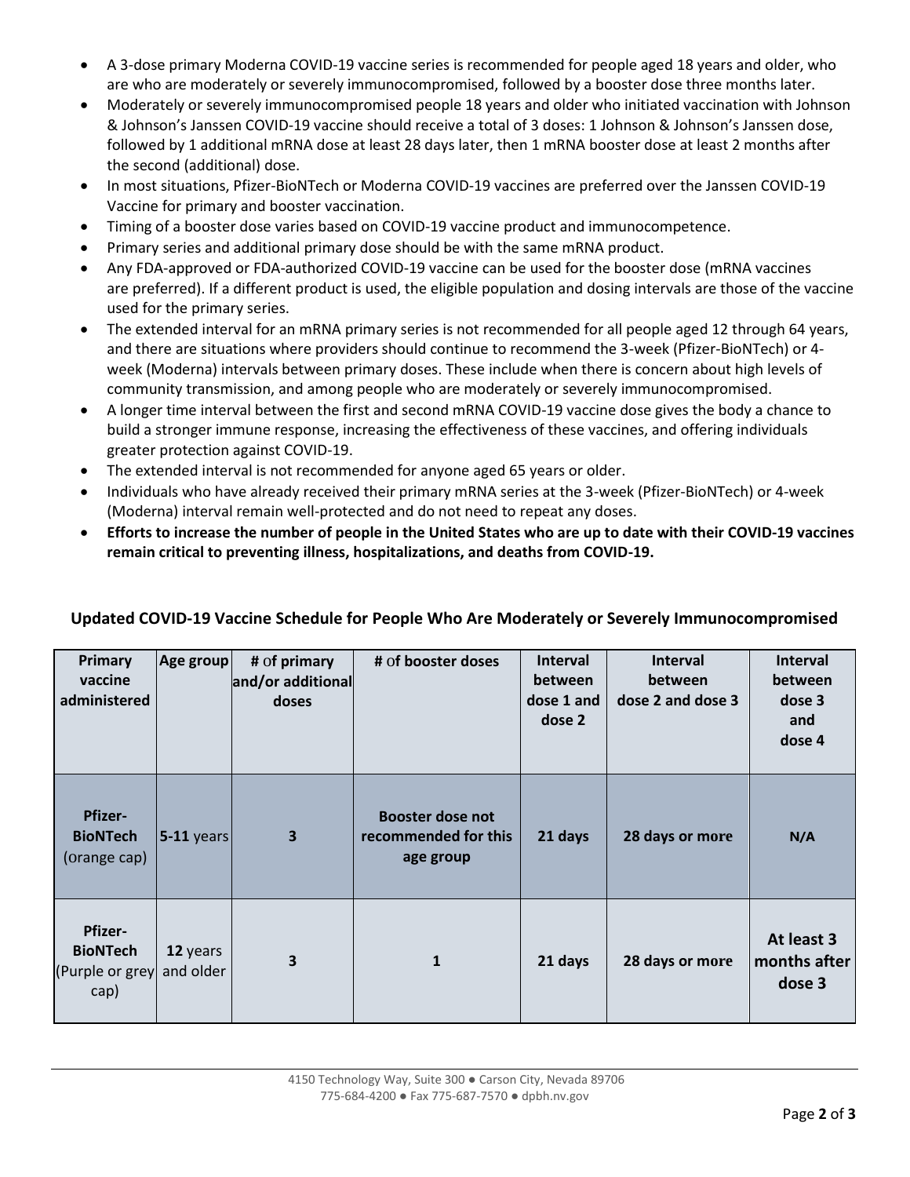- A 3-dose primary Moderna COVID-19 vaccine series is recommended for people aged 18 years and older, who are who are moderately or severely immunocompromised, followed by a booster dose three months later.
- Moderately or severely immunocompromised people 18 years and older who initiated vaccination with Johnson & Johnson's Janssen COVID-19 vaccine should receive a total of 3 doses: 1 Johnson & Johnson's Janssen dose, followed by 1 additional mRNA dose at least 28 days later, then 1 mRNA booster dose at least 2 months after the second (additional) dose.
- In most situations, Pfizer-BioNTech or Moderna COVID-19 vaccines are preferred over the Janssen COVID-19 Vaccine for primary and booster vaccination.
- Timing of a booster dose varies based on COVID-19 vaccine product and immunocompetence.
- Primary series and additional primary dose should be with the same mRNA product.
- Any FDA-approved or FDA-authorized COVID-19 vaccine can be used for the booster dose (mRNA vaccines are preferred). If a different product is used, the eligible population and dosing intervals are those of the vaccine used for the primary series.
- The extended interval for an mRNA primary series is not recommended for all people aged 12 through 64 years, and there are situations where providers should continue to recommend the 3-week (Pfizer-BioNTech) or 4-week (Moderna) intervals between primary doses. These include when there is concern about high levels of community transmission, and among people who are moderately or severely immunocompromised.
- A longer time interval between the first and second mRNA COVID-19 vaccine dose gives the body a chance to build a stronger immune response, increasing the effectiveness of these vaccines, and offering individuals greater protection against COVID-19.
- The extended interval is not recommended for anyone aged 65 years or older.
- Individuals who have already received their primary mRNA series at the 3-week (Pfizer-BioNTech) or 4-week (Moderna) interval remain well-protected and do not need to repeat any doses.
- **Efforts to increase the number of people in the United States who are up to date with their COVID-19 vaccines remain critical to preventing illness, hospitalizations, and deaths from COVID-19.**

**Updated COVID-19 Vaccine Schedule for People Who Are Moderately or Severely Immunocompromised**

| Primary vaccine administered | Age group | # of primary and/or additional doses | # of booster doses | Interval between dose 1 and dose 2 | Interval between dose 2 and dose 3 | Interval between dose 3 and dose 4 |
|---|---|---|---|---|---|---|
| **Pfizer-BioNTech** (orange cap) | **5-11** years | **3** | **Booster dose not recommended for this age group** | **21 days** | **28 days or more** | **N/A** |
| **Pfizer-BioNTech** (Purple or grey cap) | **12** years and older | **3** | **1** | **21 days** | **28 days or more** | **At least 3 months after dose 3** |

4150 Technology Way, Suite 300 ● Carson City, Nevada 89706
775-684-4200 ● Fax 775-687-7570 ● dpbh.nv.gov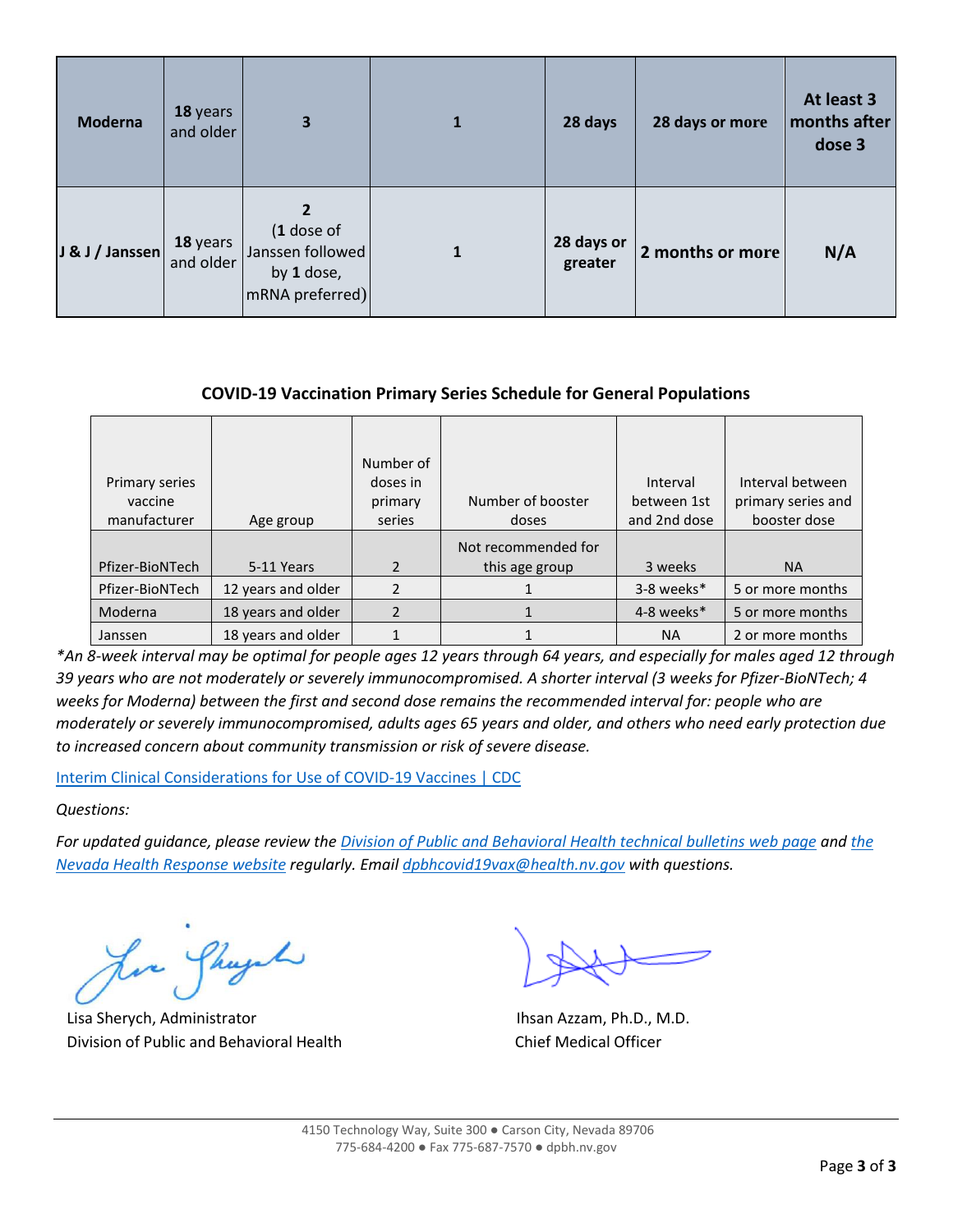| | | | | | | |
|---|---|---|---|---|---|---|
| **Moderna** | **18** years and older | **3** | **1** | **28 days** | **28 days or more** | **At least 3 months after dose 3** |
| **J & J / Janssen** | **18** years and older | **2** (**1** dose of Janssen followed by **1** dose, mRNA preferred) | **1** | **28 days or greater** | **2 months or more** | **N/A** |

**COVID-19 Vaccination Primary Series Schedule for General Populations**

| Primary series vaccine manufacturer | Age group | Number of doses in primary series | Number of booster doses | Interval between 1st and 2nd dose | Interval between primary series and booster dose |
|---|---|---|---|---|---|
| Pfizer-BioNTech | 5-11 Years | 2 | Not recommended for this age group | 3 weeks | NA |
| Pfizer-BioNTech | 12 years and older | 2 | 1 | 3-8 weeks* | 5 or more months |
| Moderna | 18 years and older | 2 | 1 | 4-8 weeks* | 5 or more months |
| Janssen | 18 years and older | 1 | 1 | NA | 2 or more months |

*\*An 8-week interval may be optimal for people ages 12 years through 64 years, and especially for males aged 12 through 39 years who are not moderately or severely immunocompromised. A shorter interval (3 weeks for Pfizer-BioNTech; 4 weeks for Moderna) between the first and second dose remains the recommended interval for: people who are moderately or severely immunocompromised, adults ages 65 years and older, and others who need early protection due to increased concern about community transmission or risk of severe disease.*

Interim Clinical Considerations for Use of COVID-19 Vaccines | CDC

*Questions:*

*For updated guidance, please review the Division of Public and Behavioral Health technical bulletins web page and the Nevada Health Response website regularly. Email dpbhcovid19vax@health.nv.gov with questions.*

Lisa Sherych, Administrator
Division of Public and Behavioral Health

Ihsan Azzam, Ph.D., M.D.
Chief Medical Officer

4150 Technology Way, Suite 300 ● Carson City, Nevada 89706
775-684-4200 ● Fax 775-687-7570 ● dpbh.nv.gov